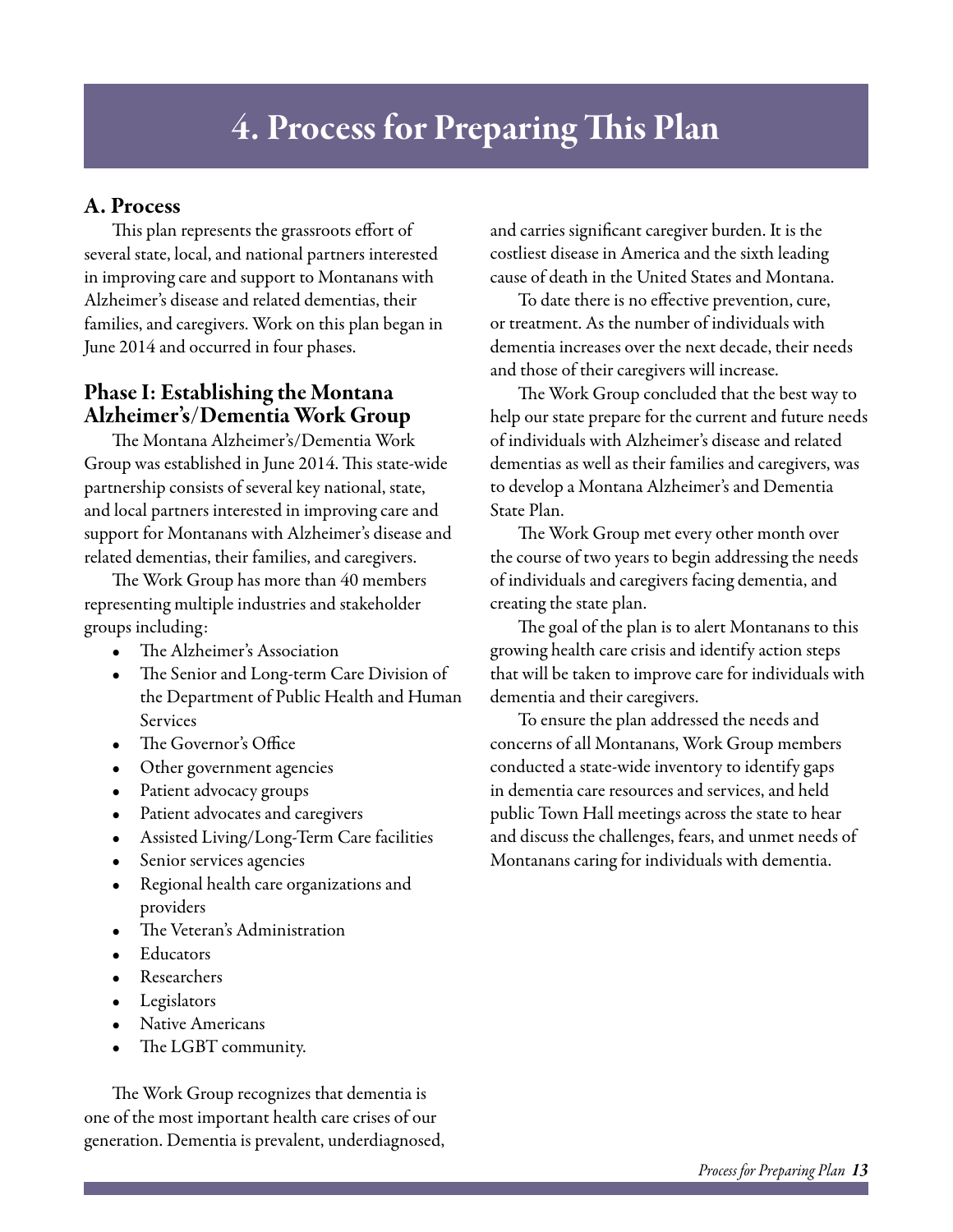# 4. Process for Preparing This Plan

## A. Process

This plan represents the grassroots effort of several state, local, and national partners interested in improving care and support to Montanans with Alzheimer's disease and related dementias, their families, and caregivers. Work on this plan began in June 2014 and occurred in four phases.

### Phase I: Establishing the Montana Alzheimer's/Dementia Work Group

The Montana Alzheimer's/Dementia Work Group was established in June 2014. This state-wide partnership consists of several key national, state, and local partners interested in improving care and support for Montanans with Alzheimer's disease and related dementias, their families, and caregivers.

The Work Group has more than 40 members representing multiple industries and stakeholder groups including:

- The Alzheimer's Association
- The Senior and Long-term Care Division of the Department of Public Health and Human Services
- The Governor's Office
- Other government agencies
- Patient advocacy groups
- Patient advocates and caregivers
- Assisted Living/Long-Term Care facilities
- Senior services agencies
- Regional health care organizations and providers
- The Veteran's Administration
- Educators
- Researchers
- Legislators
- Native Americans
- The LGBT community.

The Work Group recognizes that dementia is one of the most important health care crises of our generation. Dementia is prevalent, underdiagnosed, and carries significant caregiver burden. It is the costliest disease in America and the sixth leading cause of death in the United States and Montana.

To date there is no effective prevention, cure, or treatment. As the number of individuals with dementia increases over the next decade, their needs and those of their caregivers will increase.

The Work Group concluded that the best way to help our state prepare for the current and future needs of individuals with Alzheimer's disease and related dementias as well as their families and caregivers, was to develop a Montana Alzheimer's and Dementia State Plan.

The Work Group met every other month over the course of two years to begin addressing the needs of individuals and caregivers facing dementia, and creating the state plan.

The goal of the plan is to alert Montanans to this growing health care crisis and identify action steps that will be taken to improve care for individuals with dementia and their caregivers.

To ensure the plan addressed the needs and concerns of all Montanans, Work Group members conducted a state-wide inventory to identify gaps in dementia care resources and services, and held public Town Hall meetings across the state to hear and discuss the challenges, fears, and unmet needs of Montanans caring for individuals with dementia.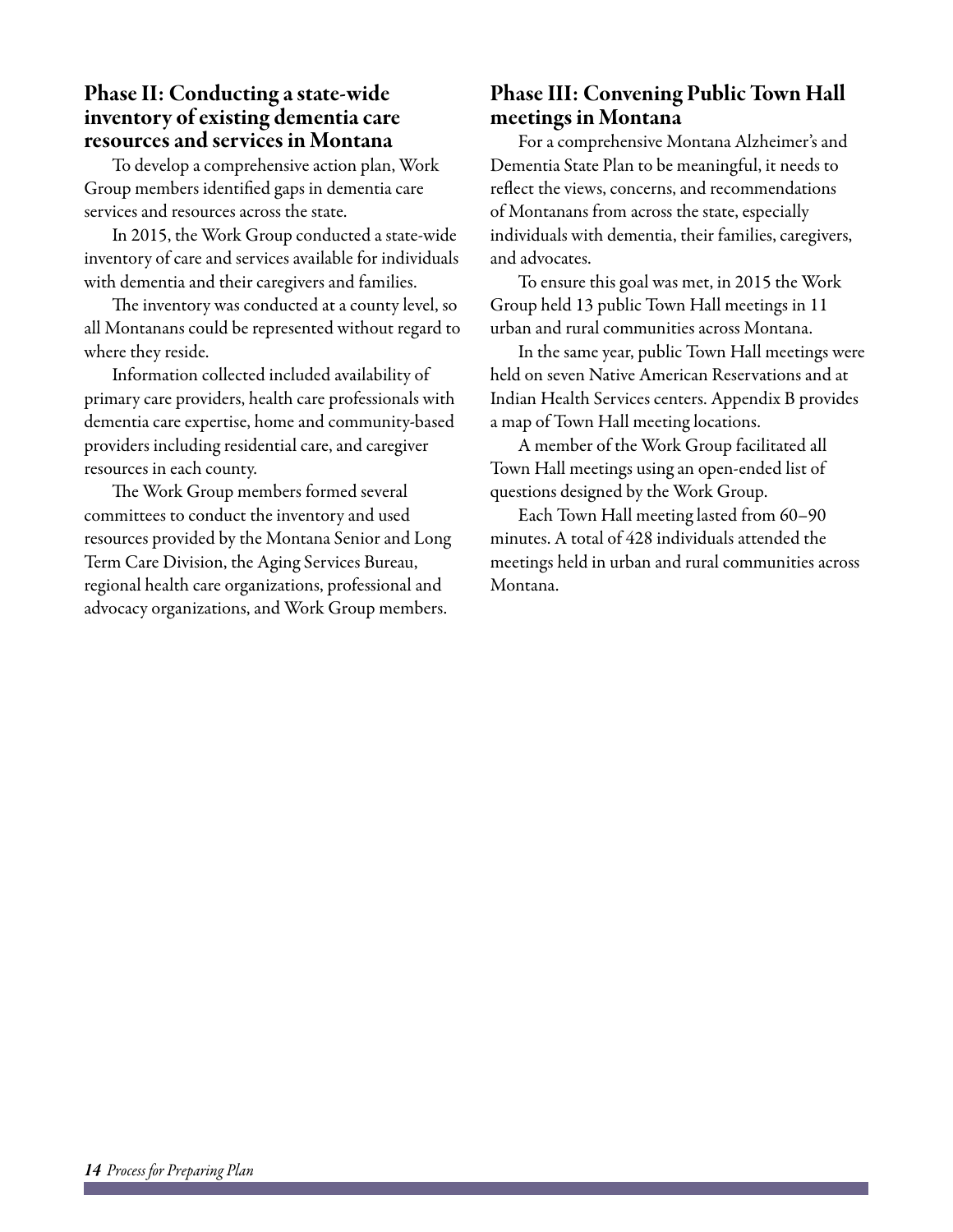## Phase II: Conducting a state-wide inventory of existing dementia care resources and services in Montana

To develop a comprehensive action plan, Work Group members identified gaps in dementia care services and resources across the state.

In 2015, the Work Group conducted a state-wide inventory of care and services available for individuals with dementia and their caregivers and families.

The inventory was conducted at a county level, so all Montanans could be represented without regard to where they reside.

Information collected included availability of primary care providers, health care professionals with dementia care expertise, home and community-based providers including residential care, and caregiver resources in each county.

The Work Group members formed several committees to conduct the inventory and used resources provided by the Montana Senior and Long Term Care Division, the Aging Services Bureau, regional health care organizations, professional and advocacy organizations, and Work Group members.

## Phase III: Convening Public Town Hall meetings in Montana

For a comprehensive Montana Alzheimer's and Dementia State Plan to be meaningful, it needs to reflect the views, concerns, and recommendations of Montanans from across the state, especially individuals with dementia, their families, caregivers, and advocates.

To ensure this goal was met, in 2015 the Work Group held 13 public Town Hall meetings in 11 urban and rural communities across Montana.

In the same year, public Town Hall meetings were held on seven Native American Reservations and at Indian Health Services centers. Appendix B provides a map of Town Hall meeting locations.

A member of the Work Group facilitated all Town Hall meetings using an open-ended list of questions designed by the Work Group.

Each Town Hall meeting lasted from 60–90 minutes. A total of 428 individuals attended the meetings held in urban and rural communities across Montana.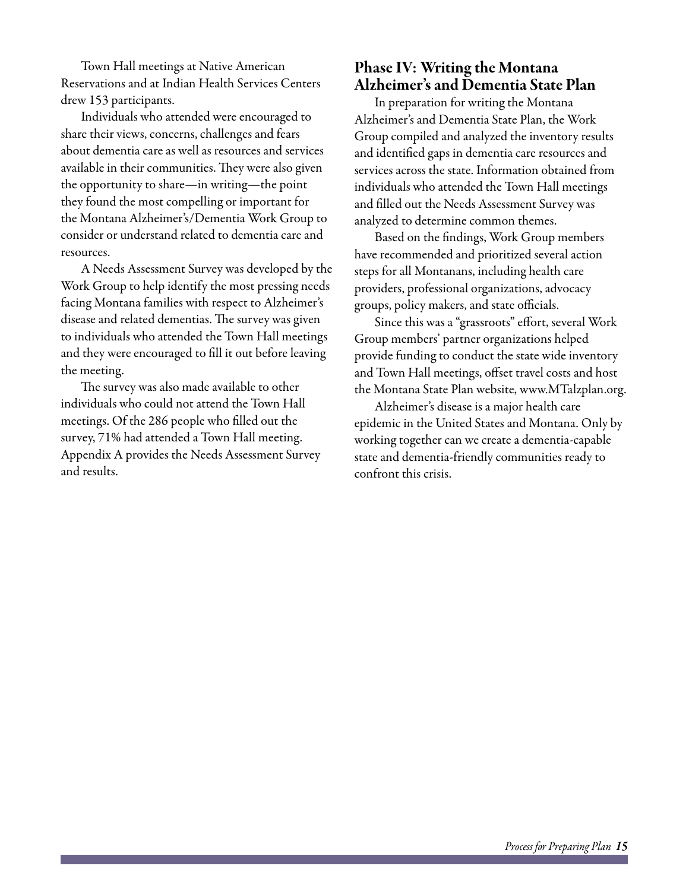Town Hall meetings at Native American Reservations and at Indian Health Services Centers drew 153 participants.

Individuals who attended were encouraged to share their views, concerns, challenges and fears about dementia care as well as resources and services available in their communities. They were also given the opportunity to share—in writing—the point they found the most compelling or important for the Montana Alzheimer's/Dementia Work Group to consider or understand related to dementia care and resources.

A Needs Assessment Survey was developed by the Work Group to help identify the most pressing needs facing Montana families with respect to Alzheimer's disease and related dementias. The survey was given to individuals who attended the Town Hall meetings and they were encouraged to fill it out before leaving the meeting.

The survey was also made available to other individuals who could not attend the Town Hall meetings. Of the 286 people who filled out the survey, 71% had attended a Town Hall meeting. Appendix A provides the Needs Assessment Survey and results.

## Phase IV: Writing the Montana Alzheimer's and Dementia State Plan

In preparation for writing the Montana Alzheimer's and Dementia State Plan, the Work Group compiled and analyzed the inventory results and identified gaps in dementia care resources and services across the state. Information obtained from individuals who attended the Town Hall meetings and filled out the Needs Assessment Survey was analyzed to determine common themes.

Based on the findings, Work Group members have recommended and prioritized several action steps for all Montanans, including health care providers, professional organizations, advocacy groups, policy makers, and state officials.

Since this was a "grassroots" effort, several Work Group members' partner organizations helped provide funding to conduct the state wide inventory and Town Hall meetings, offset travel costs and host the Montana State Plan website, www.MTalzplan.org.

Alzheimer's disease is a major health care epidemic in the United States and Montana. Only by working together can we create a dementia-capable state and dementia-friendly communities ready to confront this crisis.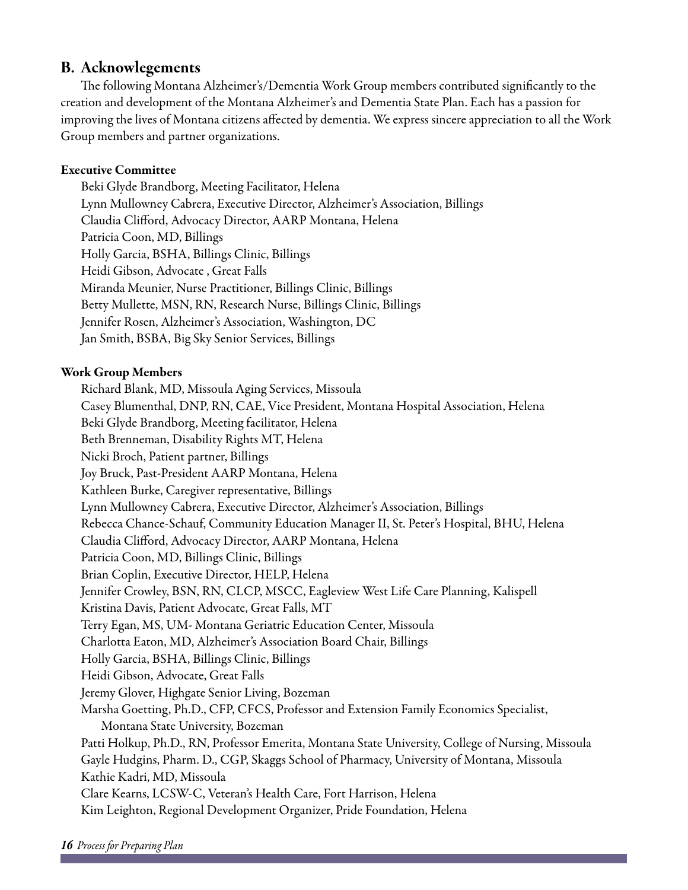## B. Acknowlegements

The following Montana Alzheimer's/Dementia Work Group members contributed significantly to the creation and development of the Montana Alzheimer's and Dementia State Plan. Each has a passion for improving the lives of Montana citizens affected by dementia. We express sincere appreciation to all the Work Group members and partner organizations.

**Executive Committee**

Beki Glyde Brandborg, Meeting Facilitator, Helena
Lynn Mullowney Cabrera, Executive Director, Alzheimer's Association, Billings
Claudia Clifford, Advocacy Director, AARP Montana, Helena
Patricia Coon, MD, Billings
Holly Garcia, BSHA, Billings Clinic, Billings
Heidi Gibson, Advocate , Great Falls
Miranda Meunier, Nurse Practitioner, Billings Clinic, Billings
Betty Mullette, MSN, RN, Research Nurse, Billings Clinic, Billings
Jennifer Rosen, Alzheimer's Association, Washington, DC
Jan Smith, BSBA, Big Sky Senior Services, Billings

**Work Group Members**

Richard Blank, MD, Missoula Aging Services, Missoula
Casey Blumenthal, DNP, RN, CAE, Vice President, Montana Hospital Association, Helena
Beki Glyde Brandborg, Meeting facilitator, Helena
Beth Brenneman, Disability Rights MT, Helena
Nicki Broch, Patient partner, Billings
Joy Bruck, Past-President AARP Montana, Helena
Kathleen Burke, Caregiver representative, Billings
Lynn Mullowney Cabrera, Executive Director, Alzheimer's Association, Billings
Rebecca Chance-Schauf, Community Education Manager II, St. Peter's Hospital, BHU, Helena
Claudia Clifford, Advocacy Director, AARP Montana, Helena
Patricia Coon, MD, Billings Clinic, Billings
Brian Coplin, Executive Director, HELP, Helena
Jennifer Crowley, BSN, RN, CLCP, MSCC, Eagleview West Life Care Planning, Kalispell
Kristina Davis, Patient Advocate, Great Falls, MT
Terry Egan, MS, UM- Montana Geriatric Education Center, Missoula
Charlotta Eaton, MD, Alzheimer's Association Board Chair, Billings
Holly Garcia, BSHA, Billings Clinic, Billings
Heidi Gibson, Advocate, Great Falls
Jeremy Glover, Highgate Senior Living, Bozeman
Marsha Goetting, Ph.D., CFP, CFCS, Professor and Extension Family Economics Specialist, Montana State University, Bozeman
Patti Holkup, Ph.D., RN, Professor Emerita, Montana State University, College of Nursing, Missoula
Gayle Hudgins, Pharm. D., CGP, Skaggs School of Pharmacy, University of Montana, Missoula
Kathie Kadri, MD, Missoula
Clare Kearns, LCSW-C, Veteran's Health Care, Fort Harrison, Helena
Kim Leighton, Regional Development Organizer, Pride Foundation, Helena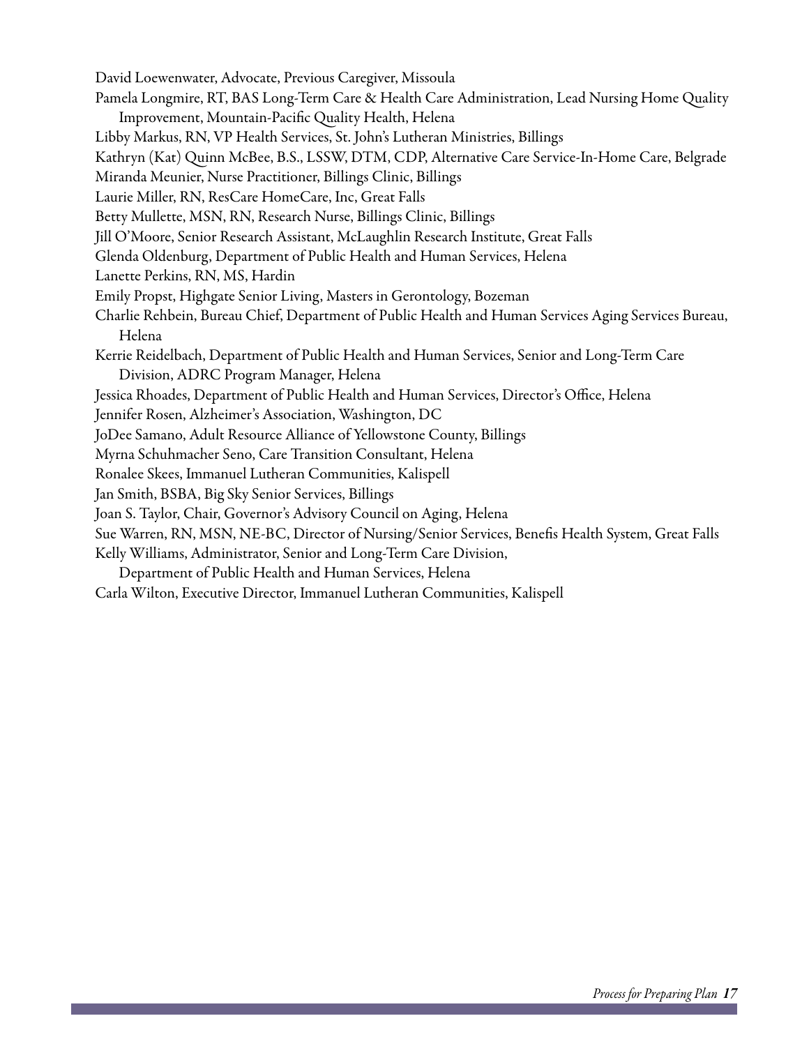David Loewenwater, Advocate, Previous Caregiver, Missoula

Pamela Longmire, RT, BAS Long-Term Care & Health Care Administration, Lead Nursing Home Quality Improvement, Mountain-Pacific Quality Health, Helena

Libby Markus, RN, VP Health Services, St. John's Lutheran Ministries, Billings

Kathryn (Kat) Quinn McBee, B.S., LSSW, DTM, CDP, Alternative Care Service-In-Home Care, Belgrade

Miranda Meunier, Nurse Practitioner, Billings Clinic, Billings

Laurie Miller, RN, ResCare HomeCare, Inc, Great Falls

Betty Mullette, MSN, RN, Research Nurse, Billings Clinic, Billings

Jill O'Moore, Senior Research Assistant, McLaughlin Research Institute, Great Falls

Glenda Oldenburg, Department of Public Health and Human Services, Helena

Lanette Perkins, RN, MS, Hardin

Emily Propst, Highgate Senior Living, Masters in Gerontology, Bozeman

Charlie Rehbein, Bureau Chief, Department of Public Health and Human Services Aging Services Bureau, Helena

Kerrie Reidelbach, Department of Public Health and Human Services, Senior and Long-Term Care Division, ADRC Program Manager, Helena

Jessica Rhoades, Department of Public Health and Human Services, Director's Office, Helena

Jennifer Rosen, Alzheimer's Association, Washington, DC

JoDee Samano, Adult Resource Alliance of Yellowstone County, Billings

Myrna Schuhmacher Seno, Care Transition Consultant, Helena

Ronalee Skees, Immanuel Lutheran Communities, Kalispell

Jan Smith, BSBA, Big Sky Senior Services, Billings

Joan S. Taylor, Chair, Governor's Advisory Council on Aging, Helena

Sue Warren, RN, MSN, NE-BC, Director of Nursing/Senior Services, Benefis Health System, Great Falls

Kelly Williams, Administrator, Senior and Long-Term Care Division, Department of Public Health and Human Services, Helena

Carla Wilton, Executive Director, Immanuel Lutheran Communities, Kalispell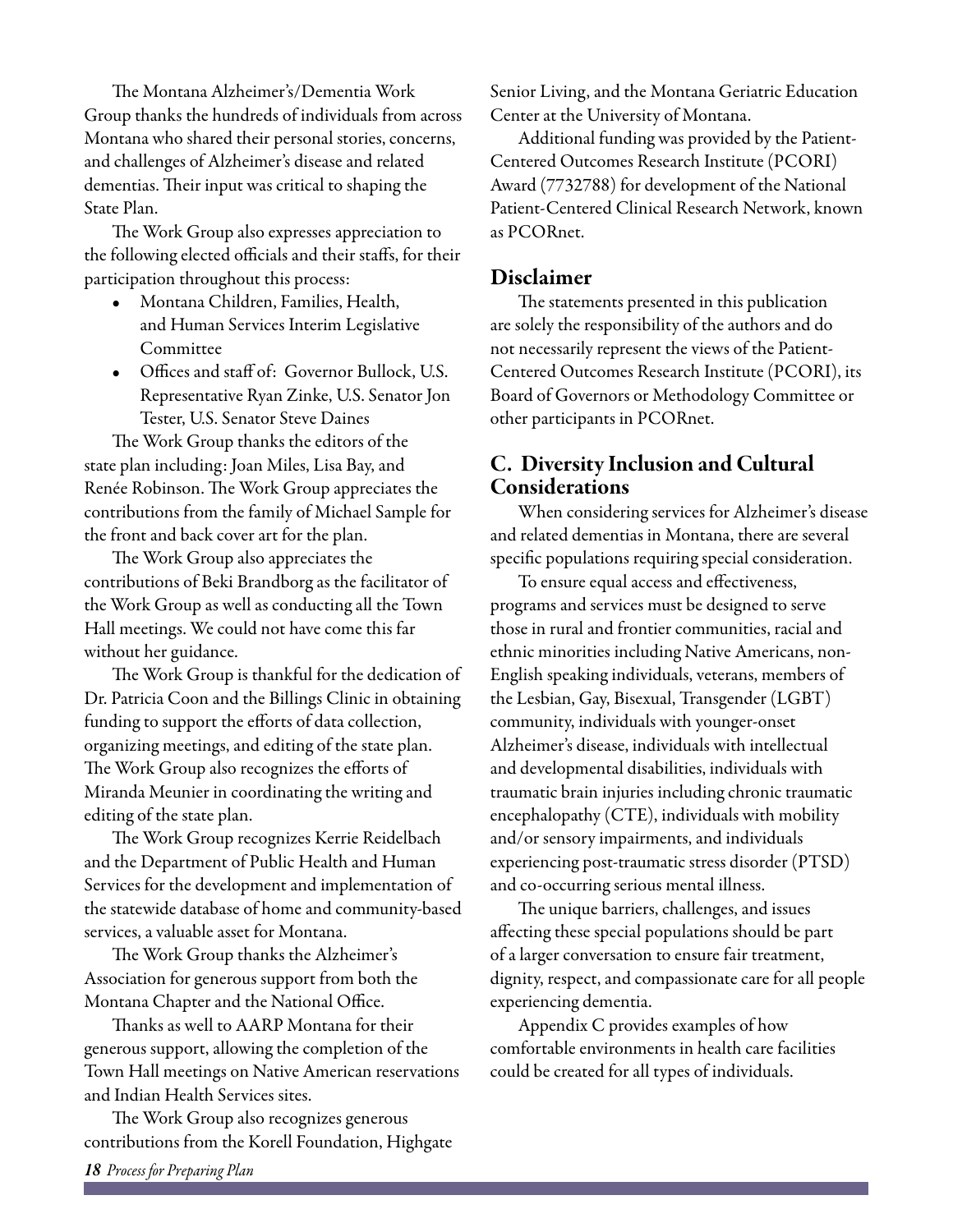The Montana Alzheimer's/Dementia Work Group thanks the hundreds of individuals from across Montana who shared their personal stories, concerns, and challenges of Alzheimer's disease and related dementias. Their input was critical to shaping the State Plan.

The Work Group also expresses appreciation to the following elected officials and their staffs, for their participation throughout this process:

- Montana Children, Families, Health, and Human Services Interim Legislative Committee
- Offices and staff of: Governor Bullock, U.S. Representative Ryan Zinke, U.S. Senator Jon Tester, U.S. Senator Steve Daines

The Work Group thanks the editors of the state plan including: Joan Miles, Lisa Bay, and Renée Robinson. The Work Group appreciates the contributions from the family of Michael Sample for the front and back cover art for the plan.

The Work Group also appreciates the contributions of Beki Brandborg as the facilitator of the Work Group as well as conducting all the Town Hall meetings. We could not have come this far without her guidance.

The Work Group is thankful for the dedication of Dr. Patricia Coon and the Billings Clinic in obtaining funding to support the efforts of data collection, organizing meetings, and editing of the state plan. The Work Group also recognizes the efforts of Miranda Meunier in coordinating the writing and editing of the state plan.

The Work Group recognizes Kerrie Reidelbach and the Department of Public Health and Human Services for the development and implementation of the statewide database of home and community-based services, a valuable asset for Montana.

The Work Group thanks the Alzheimer's Association for generous support from both the Montana Chapter and the National Office.

Thanks as well to AARP Montana for their generous support, allowing the completion of the Town Hall meetings on Native American reservations and Indian Health Services sites.

The Work Group also recognizes generous contributions from the Korell Foundation, Highgate Senior Living, and the Montana Geriatric Education Center at the University of Montana.

Additional funding was provided by the Patient-Centered Outcomes Research Institute (PCORI) Award (7732788) for development of the National Patient-Centered Clinical Research Network, known as PCORnet.

## Disclaimer

The statements presented in this publication are solely the responsibility of the authors and do not necessarily represent the views of the Patient-Centered Outcomes Research Institute (PCORI), its Board of Governors or Methodology Committee or other participants in PCORnet.

## C. Diversity Inclusion and Cultural Considerations

When considering services for Alzheimer's disease and related dementias in Montana, there are several specific populations requiring special consideration.

To ensure equal access and effectiveness, programs and services must be designed to serve those in rural and frontier communities, racial and ethnic minorities including Native Americans, non-English speaking individuals, veterans, members of the Lesbian, Gay, Bisexual, Transgender (LGBT) community, individuals with younger-onset Alzheimer's disease, individuals with intellectual and developmental disabilities, individuals with traumatic brain injuries including chronic traumatic encephalopathy (CTE), individuals with mobility and/or sensory impairments, and individuals experiencing post-traumatic stress disorder (PTSD) and co-occurring serious mental illness.

The unique barriers, challenges, and issues affecting these special populations should be part of a larger conversation to ensure fair treatment, dignity, respect, and compassionate care for all people experiencing dementia.

Appendix C provides examples of how comfortable environments in health care facilities could be created for all types of individuals.